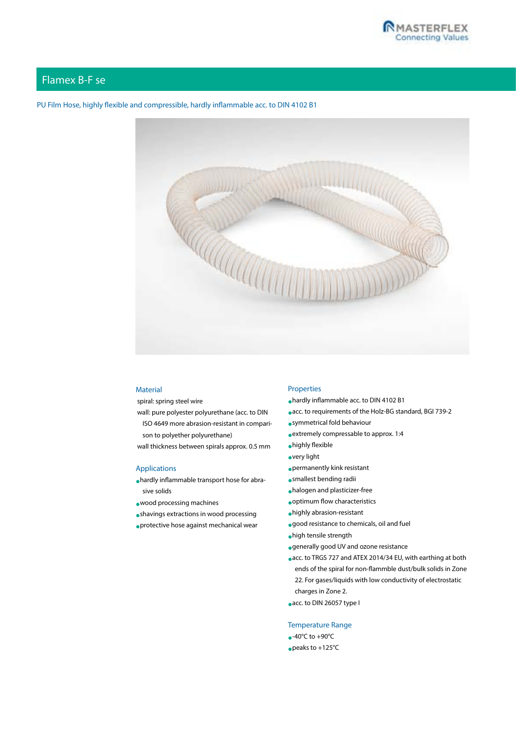# Flamex B-F se

PU Film Hose, highly flexible and compressible, hardly inflammable acc. to DIN 4102 B1

## Material

spiral: spring steel wire

wall: pure polyester polyurethane (acc. to DIN ISO 4649 more abrasion-resistant in comparison to polyether polyurethane)

wall thickness between spirals approx. 0.5 mm

## Applications

- hardly inflammable transport hose for abrasive solids
- wood processing machines
- shavings extractions in wood processing
- protective hose against mechanical wear

## Properties

- hardly inflammable acc. to DIN 4102 B1
- acc. to requirements of the Holz-BG standard, BGI 739-2
- symmetrical fold behaviour
- extremely compressable to approx. 1:4
- highly flexible
- very light
- permanently kink resistant
- smallest bending radii
- halogen and plasticizer-free
- optimum flow characteristics
- highly abrasion-resistant
- good resistance to chemicals, oil and fuel
- high tensile strength
- generally good UV and ozone resistance
- acc. to TRGS 727 and ATEX 2014/34 EU, with earthing at both ends of the spiral for non-flammble dust/bulk solids in Zone 22. For gases/liquids with low conductivity of electrostatic charges in Zone 2.
- acc. to DIN 26057 type I

## Temperature Range

- -40°C to +90°C
- peaks to +125°C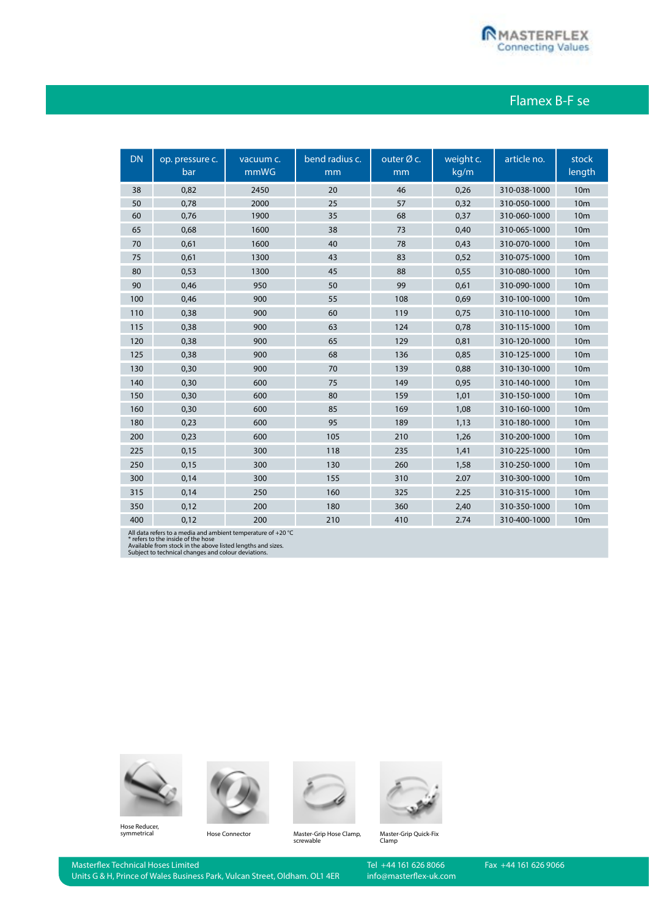# Flamex B-F se

| DN | op. pressure c. bar | vacuum c. mmWG | bend radius c. mm | outer Ø c. mm | weight c. kg/m | article no. | stock length |
|---|---|---|---|---|---|---|---|
| 38 | 0,82 | 2450 | 20 | 46 | 0,26 | 310-038-1000 | 10m |
| 50 | 0,78 | 2000 | 25 | 57 | 0,32 | 310-050-1000 | 10m |
| 60 | 0,76 | 1900 | 35 | 68 | 0,37 | 310-060-1000 | 10m |
| 65 | 0,68 | 1600 | 38 | 73 | 0,40 | 310-065-1000 | 10m |
| 70 | 0,61 | 1600 | 40 | 78 | 0,43 | 310-070-1000 | 10m |
| 75 | 0,61 | 1300 | 43 | 83 | 0,52 | 310-075-1000 | 10m |
| 80 | 0,53 | 1300 | 45 | 88 | 0,55 | 310-080-1000 | 10m |
| 90 | 0,46 | 950 | 50 | 99 | 0,61 | 310-090-1000 | 10m |
| 100 | 0,46 | 900 | 55 | 108 | 0,69 | 310-100-1000 | 10m |
| 110 | 0,38 | 900 | 60 | 119 | 0,75 | 310-110-1000 | 10m |
| 115 | 0,38 | 900 | 63 | 124 | 0,78 | 310-115-1000 | 10m |
| 120 | 0,38 | 900 | 65 | 129 | 0,81 | 310-120-1000 | 10m |
| 125 | 0,38 | 900 | 68 | 136 | 0,85 | 310-125-1000 | 10m |
| 130 | 0,30 | 900 | 70 | 139 | 0,88 | 310-130-1000 | 10m |
| 140 | 0,30 | 600 | 75 | 149 | 0,95 | 310-140-1000 | 10m |
| 150 | 0,30 | 600 | 80 | 159 | 1,01 | 310-150-1000 | 10m |
| 160 | 0,30 | 600 | 85 | 169 | 1,08 | 310-160-1000 | 10m |
| 180 | 0,23 | 600 | 95 | 189 | 1,13 | 310-180-1000 | 10m |
| 200 | 0,23 | 600 | 105 | 210 | 1,26 | 310-200-1000 | 10m |
| 225 | 0,15 | 300 | 118 | 235 | 1,41 | 310-225-1000 | 10m |
| 250 | 0,15 | 300 | 130 | 260 | 1,58 | 310-250-1000 | 10m |
| 300 | 0,14 | 300 | 155 | 310 | 2.07 | 310-300-1000 | 10m |
| 315 | 0,14 | 250 | 160 | 325 | 2.25 | 310-315-1000 | 10m |
| 350 | 0,12 | 200 | 180 | 360 | 2,40 | 310-350-1000 | 10m |
| 400 | 0,12 | 200 | 210 | 410 | 2.74 | 310-400-1000 | 10m |

All data refers to a media and ambient temperature of +20 °C
* refers to the inside of the hose
Available from stock in the above listed lengths and sizes.
Subject to technical changes and colour deviations.

Hose Reducer, symmetrical

Hose Connector

Master-Grip Hose Clamp, screwable

Master-Grip Quick-Fix Clamp

Masterflex Technical Hoses Limited
Units G & H, Prince of Wales Business Park, Vulcan Street, Oldham. OL1 4ER

Tel +44 161 626 8066
info@masterflex-uk.com

Fax +44 161 626 9066